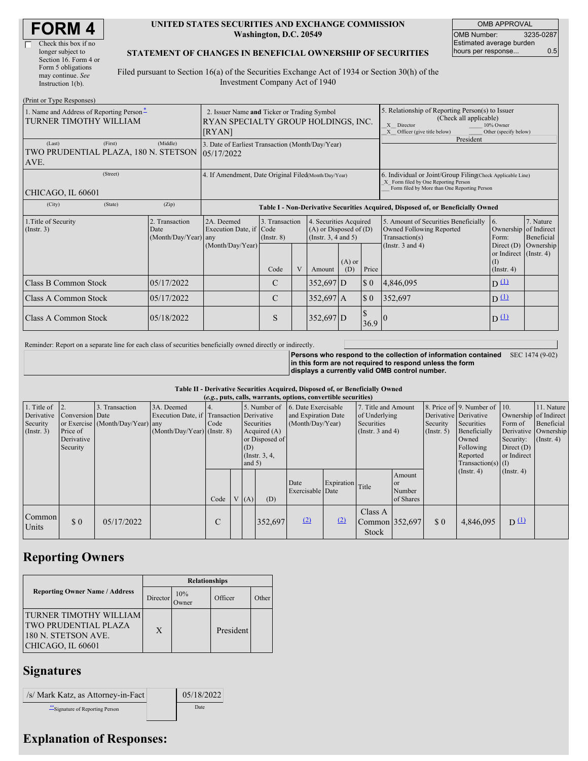# FORM 4

☐ Check this box if no longer subject to Section 16. Form 4 or Form 5 obligations may continue. *See* Instruction 1(b).

**UNITED STATES SECURITIES AND EXCHANGE COMMISSION**
**Washington, D.C. 20549**

**STATEMENT OF CHANGES IN BENEFICIAL OWNERSHIP OF SECURITIES**

Filed pursuant to Section 16(a) of the Securities Exchange Act of 1934 or Section 30(h) of the Investment Company Act of 1940

| OMB APPROVAL | |
|---|---|
| OMB Number: | 3235-0287 |
| Estimated average burden hours per response... | 0.5 |

(Print or Type Responses)

| 1. Name and Address of Reporting Person* | 2. Issuer Name **and** Ticker or Trading Symbol | 5. Relationship of Reporting Person(s) to Issuer (Check all applicable) |
|---|---|---|
| TURNER TIMOTHY WILLIAM | RYAN SPECIALTY GROUP HOLDINGS, INC. [RYAN] | X Director; 10% Owner; X Officer (give title below); Other (specify below) |
| (Last) (First) (Middle) TWO PRUDENTIAL PLAZA, 180 N. STETSON AVE. | 3. Date of Earliest Transaction (Month/Day/Year) 05/17/2022 | President |
| (Street) CHICAGO, IL 60601 | 4. If Amendment, Date Original Filed(Month/Day/Year) | 6. Individual or Joint/Group Filing(Check Applicable Line) X Form filed by One Reporting Person; Form filed by More than One Reporting Person |
| (City) (State) (Zip) | | |

**Table I - Non-Derivative Securities Acquired, Disposed of, or Beneficially Owned**

| 1.Title of Security (Instr. 3) | 2. Transaction Date (Month/Day/Year) | 2A. Deemed Execution Date, if any (Month/Day/Year) | 3. Transaction Code (Instr. 8) | | 4. Securities Acquired (A) or Disposed of (D) (Instr. 3, 4 and 5) | | | 5. Amount of Securities Beneficially Owned Following Reported Transaction(s) (Instr. 3 and 4) | 6. Ownership Form: Direct (D) or Indirect (I) (Instr. 4) | 7. Nature of Indirect Beneficial Ownership (Instr. 4) |
|---|---|---|---|---|---|---|---|---|---|---|
| | | | Code | V | Amount | (A) or (D) | Price | | | |
| Class B Common Stock | 05/17/2022 | | C | | 352,697 | D | $ 0 | 4,846,095 | D [(1)] | |
| Class A Common Stock | 05/17/2022 | | C | | 352,697 | A | $ 0 | 352,697 | D [(1)] | |
| Class A Common Stock | 05/18/2022 | | S | | 352,697 | D | $ 36.9 | 0 | D [(1)] | |

Reminder: Report on a separate line for each class of securities beneficially owned directly or indirectly.

**Persons who respond to the collection of information contained in this form are not required to respond unless the form displays a currently valid OMB control number.** SEC 1474 (9-02)

**Table II - Derivative Securities Acquired, Disposed of, or Beneficially Owned**
**(*e.g.*, puts, calls, warrants, options, convertible securities)**

| 1. Title of Derivative Security (Instr. 3) | 2. Conversion or Exercise Price of Derivative Security | 3. Transaction Date (Month/Day/Year) | 3A. Deemed Execution Date, if any (Month/Day/Year) | 4. Transaction Code (Instr. 8) | | 5. Number of Derivative Securities Acquired (A) or Disposed of (D) (Instr. 3, 4, and 5) | | 6. Date Exercisable and Expiration Date (Month/Day/Year) | | 7. Title and Amount of Underlying Securities (Instr. 3 and 4) | | 8. Price of Derivative Security (Instr. 5) | 9. Number of Derivative Securities Beneficially Owned Following Reported Transaction(s) (Instr. 4) | 10. Ownership Form of Derivative Security: Direct (D) or Indirect (I) (Instr. 4) | 11. Nature of Indirect Beneficial Ownership (Instr. 4) |
|---|---|---|---|---|---|---|---|---|---|---|---|---|---|---|---|
| | | | | Code | V | (A) | (D) | Date Exercisable | Expiration Date | Title | Amount or Number of Shares | | | | |
| Common Units | $ 0 | 05/17/2022 | | C | | | 352,697 | [(2)] | [(2)] | Class A Common Stock | 352,697 | $ 0 | 4,846,095 | D [(1)] | |

## Reporting Owners

| Reporting Owner Name / Address | Relationships | | | |
|---|---|---|---|---|
| | Director | 10% Owner | Officer | Other |
| TURNER TIMOTHY WILLIAM<br>TWO PRUDENTIAL PLAZA<br>180 N. STETSON AVE.<br>CHICAGO, IL 60601 | X | | President | |

## Signatures

| /s/ Mark Katz, as Attorney-in-Fact | 05/18/2022 |
|---|---|
| **Signature of Reporting Person | Date |

## Explanation of Responses: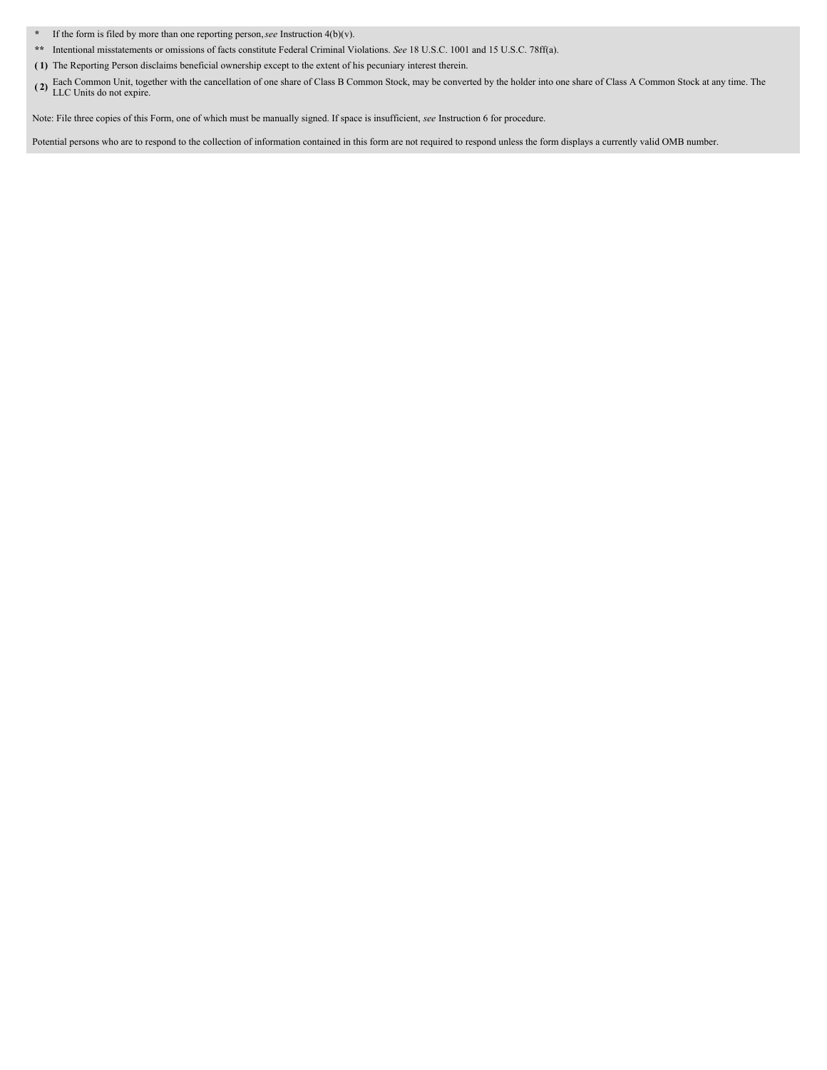\* If the form is filed by more than one reporting person, *see* Instruction 4(b)(v).

\*\* Intentional misstatements or omissions of facts constitute Federal Criminal Violations. *See* 18 U.S.C. 1001 and 15 U.S.C. 78ff(a).

**( 1)** The Reporting Person disclaims beneficial ownership except to the extent of his pecuniary interest therein.

**( 2)** Each Common Unit, together with the cancellation of one share of Class B Common Stock, may be converted by the holder into one share of Class A Common Stock at any time. The LLC Units do not expire.

Note: File three copies of this Form, one of which must be manually signed. If space is insufficient, *see* Instruction 6 for procedure.

Potential persons who are to respond to the collection of information contained in this form are not required to respond unless the form displays a currently valid OMB number.